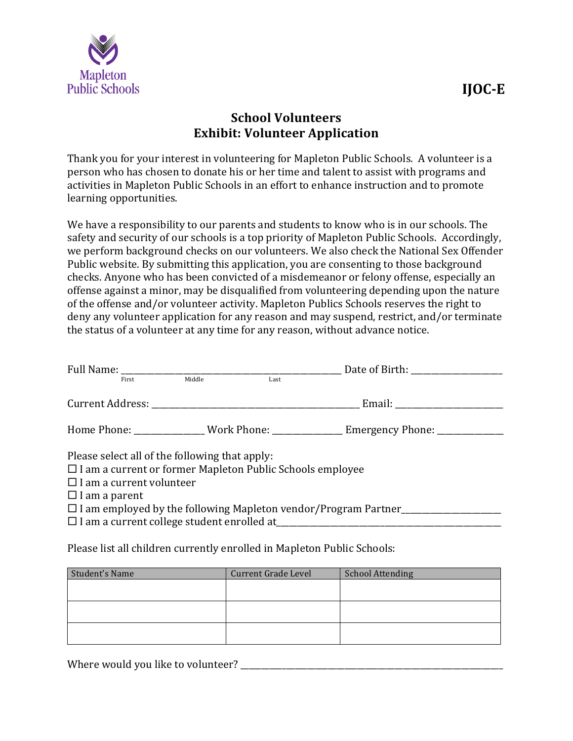Mapleton Public Schools

**IJOC-E**

## School Volunteers
## Exhibit: Volunteer Application

Thank you for your interest in volunteering for Mapleton Public Schools. A volunteer is a person who has chosen to donate his or her time and talent to assist with programs and activities in Mapleton Public Schools in an effort to enhance instruction and to promote learning opportunities.

We have a responsibility to our parents and students to know who is in our schools. The safety and security of our schools is a top priority of Mapleton Public Schools. Accordingly, we perform background checks on our volunteers. We also check the National Sex Offender Public website. By submitting this application, you are consenting to those background checks. Anyone who has been convicted of a misdemeanor or felony offense, especially an offense against a minor, may be disqualified from volunteering depending upon the nature of the offense and/or volunteer activity. Mapleton Publics Schools reserves the right to deny any volunteer application for any reason and may suspend, restrict, and/or terminate the status of a volunteer at any time for any reason, without advance notice.

Full Name: ___________________________________________ Date of Birth: ____________________
First Middle Last

Current Address: ___________________________________________ Email: ______________________

Home Phone: ______________ Work Phone: ______________ Emergency Phone: ______________

Please select all of the following that apply:

☐ I am a current or former Mapleton Public Schools employee
☐ I am a current volunteer
☐ I am a parent
☐ I am employed by the following Mapleton vendor/Program Partner____________________
☐ I am a current college student enrolled at_____________________________________________

Please list all children currently enrolled in Mapleton Public Schools:

| Student's Name | Current Grade Level | School Attending |
|---|---|---|
| | | |
| | | |
| | | |

Where would you like to volunteer? ___________________________________________________________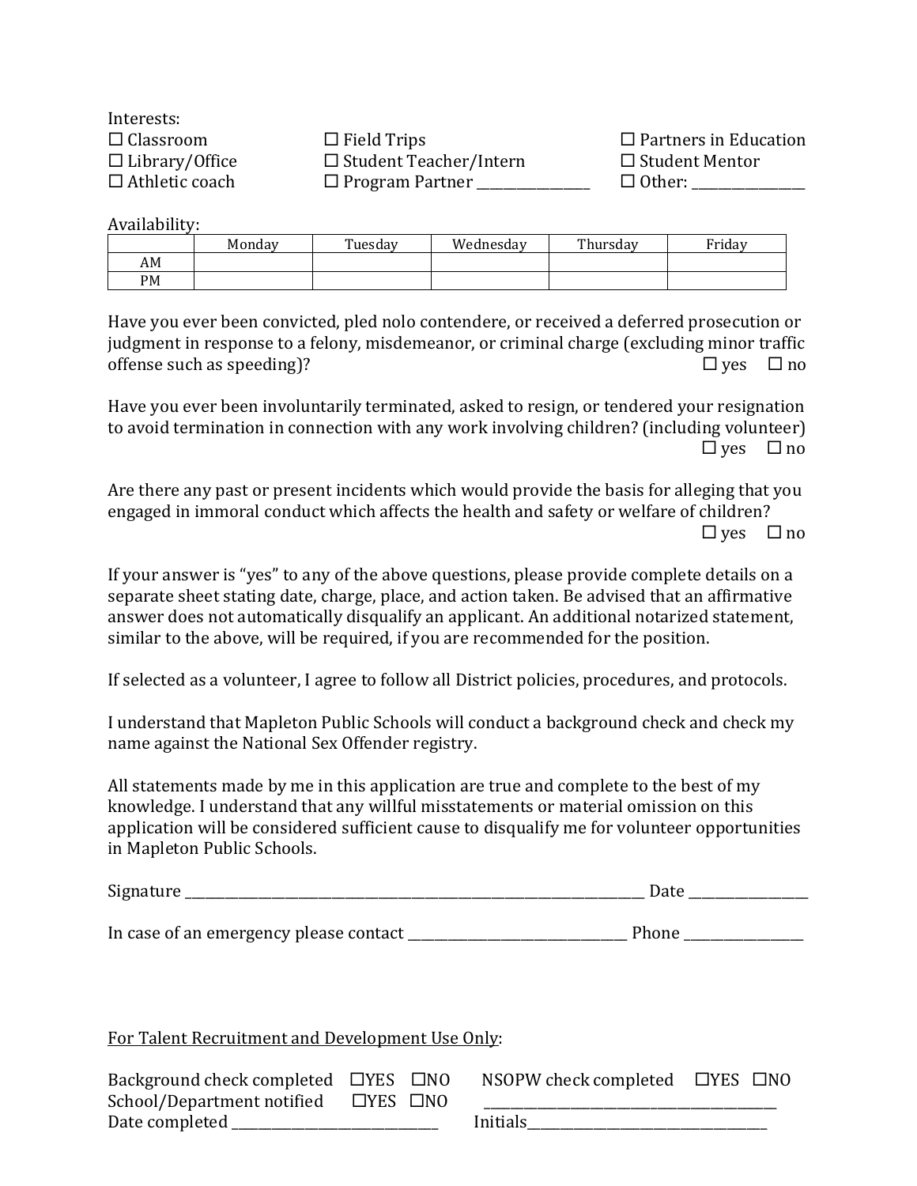Interests:

| | | |
|---|---|---|
| ☐ Classroom | ☐ Field Trips | ☐ Partners in Education |
| ☐ Library/Office | ☐ Student Teacher/Intern | ☐ Student Mentor |
| ☐ Athletic coach | ☐ Program Partner ________________ | ☐ Other: ________________ |

Availability:

| | Monday | Tuesday | Wednesday | Thursday | Friday |
|---|---|---|---|---|---|
| AM | | | | | |
| PM | | | | | |

Have you ever been convicted, pled nolo contendere, or received a deferred prosecution or judgment in response to a felony, misdemeanor, or criminal charge (excluding minor traffic offense such as speeding)? ☐ yes ☐ no

Have you ever been involuntarily terminated, asked to resign, or tendered your resignation to avoid termination in connection with any work involving children? (including volunteer) ☐ yes ☐ no

Are there any past or present incidents which would provide the basis for alleging that you engaged in immoral conduct which affects the health and safety or welfare of children? ☐ yes ☐ no

If your answer is "yes" to any of the above questions, please provide complete details on a separate sheet stating date, charge, place, and action taken. Be advised that an affirmative answer does not automatically disqualify an applicant. An additional notarized statement, similar to the above, will be required, if you are recommended for the position.

If selected as a volunteer, I agree to follow all District policies, procedures, and protocols.

I understand that Mapleton Public Schools will conduct a background check and check my name against the National Sex Offender registry.

All statements made by me in this application are true and complete to the best of my knowledge. I understand that any willful misstatements or material omission on this application will be considered sufficient cause to disqualify me for volunteer opportunities in Mapleton Public Schools.

Signature ______________________________________________________________ Date ________________

In case of an emergency please contact ______________________________ Phone ________________

For Talent Recruitment and Development Use Only:

Background check completed ☐YES ☐NO NSOPW check completed ☐YES ☐NO
School/Department notified ☐YES ☐NO ________________________________________
Date completed ____________________________ Initials__________________________________